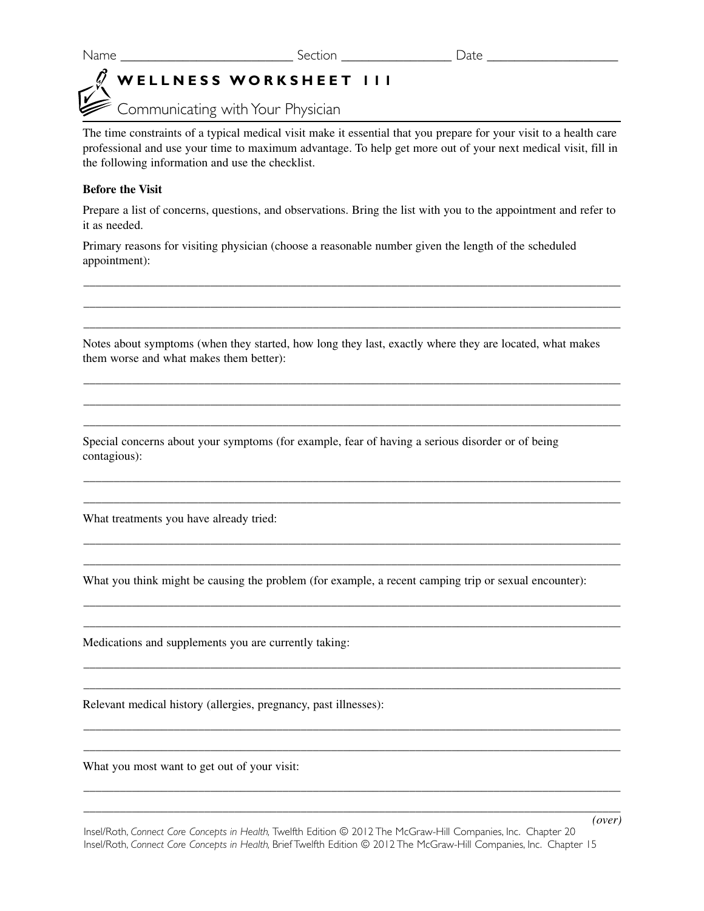Name _________________________ Section _______________ Date __________________

# WELLNESS WORKSHEET 111

## Communicating with Your Physician

The time constraints of a typical medical visit make it essential that you prepare for your visit to a health care professional and use your time to maximum advantage. To help get more out of your next medical visit, fill in the following information and use the checklist.

**Before the Visit**

Prepare a list of concerns, questions, and observations. Bring the list with you to the appointment and refer to it as needed.

Primary reasons for visiting physician (choose a reasonable number given the length of the scheduled appointment):

_______________________________________________________________________________

_______________________________________________________________________________

_______________________________________________________________________________

Notes about symptoms (when they started, how long they last, exactly where they are located, what makes them worse and what makes them better):

_______________________________________________________________________________

_______________________________________________________________________________

_______________________________________________________________________________

Special concerns about your symptoms (for example, fear of having a serious disorder or of being contagious):

_______________________________________________________________________________

_______________________________________________________________________________

What treatments you have already tried:

_______________________________________________________________________________

_______________________________________________________________________________

What you think might be causing the problem (for example, a recent camping trip or sexual encounter):

_______________________________________________________________________________

_______________________________________________________________________________

Medications and supplements you are currently taking:

_______________________________________________________________________________

_______________________________________________________________________________

Relevant medical history (allergies, pregnancy, past illnesses):

_______________________________________________________________________________

_______________________________________________________________________________

What you most want to get out of your visit:

_______________________________________________________________________________

_______________________________________________________________________________

*(over)*

Insel/Roth, *Connect Core Concepts in Health,* Twelfth Edition © 2012 The McGraw-Hill Companies, Inc. Chapter 20
Insel/Roth, *Connect Core Concepts in Health,* Brief Twelfth Edition © 2012 The McGraw-Hill Companies, Inc. Chapter 15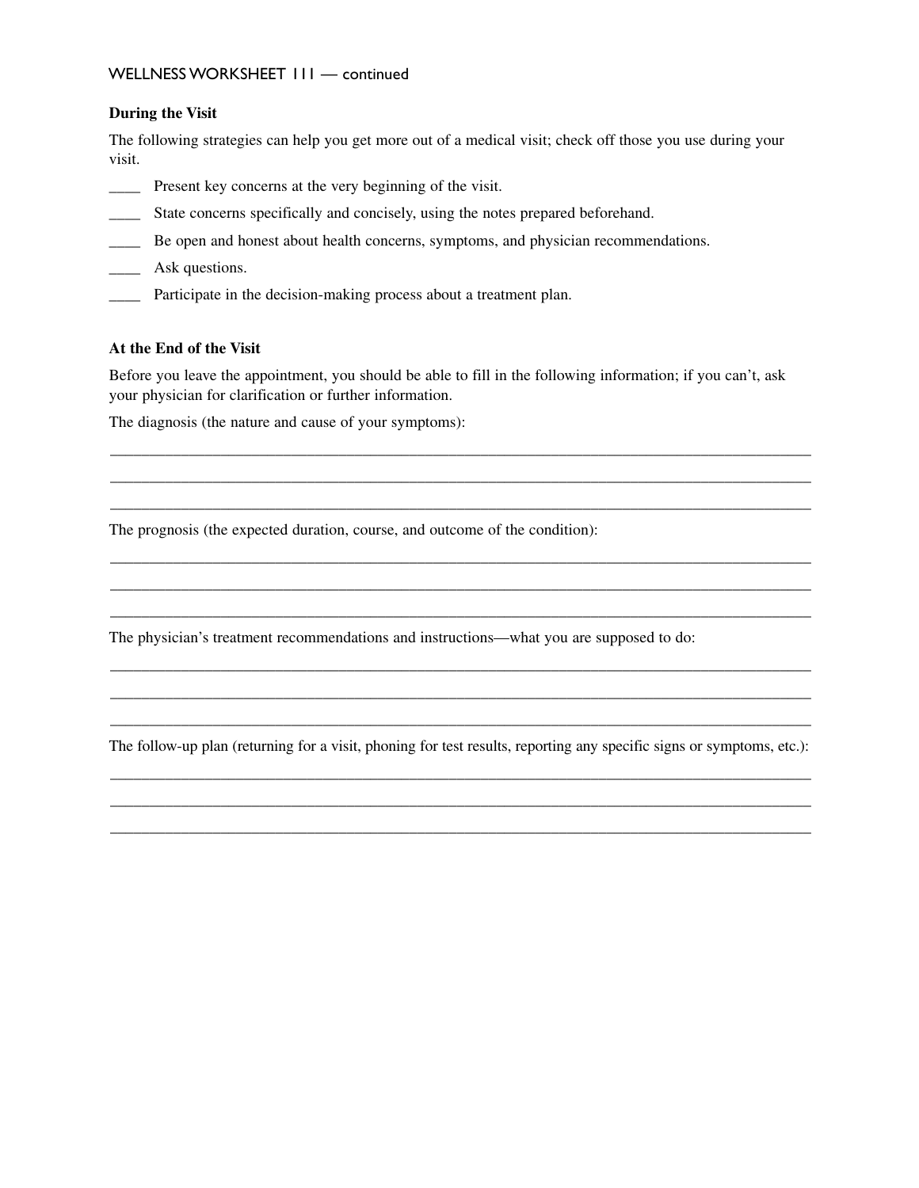WELLNESS WORKSHEET 111 — continued

**During the Visit**

The following strategies can help you get more out of a medical visit; check off those you use during your visit.

____ Present key concerns at the very beginning of the visit.

____ State concerns specifically and concisely, using the notes prepared beforehand.

____ Be open and honest about health concerns, symptoms, and physician recommendations.

____ Ask questions.

____ Participate in the decision-making process about a treatment plan.

**At the End of the Visit**

Before you leave the appointment, you should be able to fill in the following information; if you can't, ask your physician for clarification or further information.

The diagnosis (the nature and cause of your symptoms):

______________________________________________________________________________

______________________________________________________________________________

______________________________________________________________________________

The prognosis (the expected duration, course, and outcome of the condition):

______________________________________________________________________________

______________________________________________________________________________

______________________________________________________________________________

The physician's treatment recommendations and instructions—what you are supposed to do:

______________________________________________________________________________

______________________________________________________________________________

______________________________________________________________________________

The follow-up plan (returning for a visit, phoning for test results, reporting any specific signs or symptoms, etc.):

______________________________________________________________________________

______________________________________________________________________________

______________________________________________________________________________